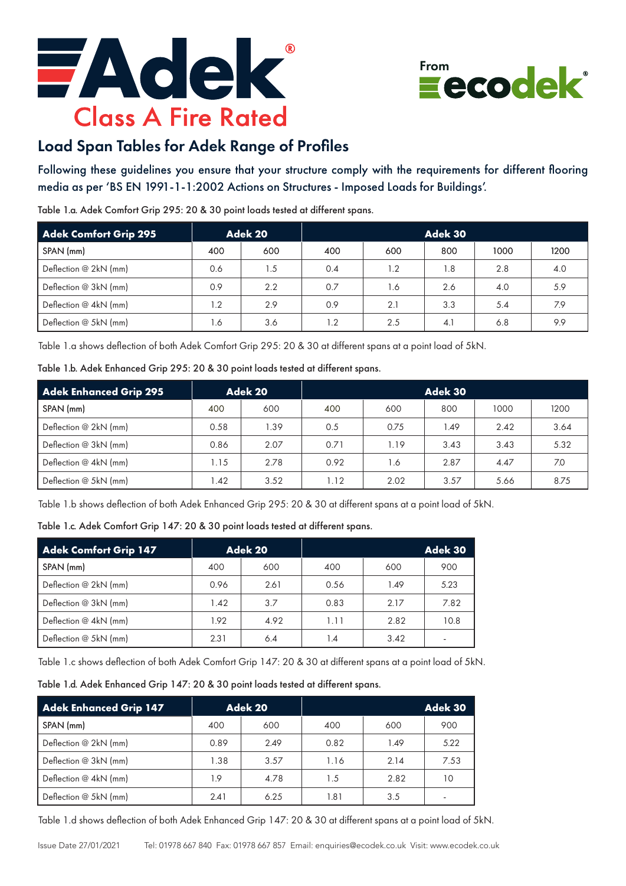# Adek

## Class A Fire Rated

From ecodek

## Load Span Tables for Adek Range of Profiles

Following these guidelines you ensure that your structure comply with the requirements for different flooring media as per 'BS EN 1991-1-1:2002 Actions on Structures - Imposed Loads for Buildings'.

Table 1.a. Adek Comfort Grip 295: 20 & 30 point loads tested at different spans.

| Adek Comfort Grip 295 | Adek 20 | | Adek 30 | | | | |
|---|---|---|---|---|---|---|---|
| SPAN (mm) | 400 | 600 | 400 | 600 | 800 | 1000 | 1200 |
| Deflection @ 2kN (mm) | 0.6 | 1.5 | 0.4 | 1.2 | 1.8 | 2.8 | 4.0 |
| Deflection @ 3kN (mm) | 0.9 | 2.2 | 0.7 | 1.6 | 2.6 | 4.0 | 5.9 |
| Deflection @ 4kN (mm) | 1.2 | 2.9 | 0.9 | 2.1 | 3.3 | 5.4 | 7.9 |
| Deflection @ 5kN (mm) | 1.6 | 3.6 | 1.2 | 2.5 | 4.1 | 6.8 | 9.9 |

Table 1.a shows deflection of both Adek Comfort Grip 295: 20 & 30 at different spans at a point load of 5kN.

Table 1.b. Adek Enhanced Grip 295: 20 & 30 point loads tested at different spans.

| Adek Enhanced Grip 295 | Adek 20 | | Adek 30 | | | | |
|---|---|---|---|---|---|---|---|
| SPAN (mm) | 400 | 600 | 400 | 600 | 800 | 1000 | 1200 |
| Deflection @ 2kN (mm) | 0.58 | 1.39 | 0.5 | 0.75 | 1.49 | 2.42 | 3.64 |
| Deflection @ 3kN (mm) | 0.86 | 2.07 | 0.71 | 1.19 | 3.43 | 3.43 | 5.32 |
| Deflection @ 4kN (mm) | 1.15 | 2.78 | 0.92 | 1.6 | 2.87 | 4.47 | 7.0 |
| Deflection @ 5kN (mm) | 1.42 | 3.52 | 1.12 | 2.02 | 3.57 | 5.66 | 8.75 |

Table 1.b shows deflection of both Adek Enhanced Grip 295: 20 & 30 at different spans at a point load of 5kN.

Table 1.c. Adek Comfort Grip 147: 20 & 30 point loads tested at different spans.

| Adek Comfort Grip 147 | Adek 20 | | Adek 30 | | |
|---|---|---|---|---|---|
| SPAN (mm) | 400 | 600 | 400 | 600 | 900 |
| Deflection @ 2kN (mm) | 0.96 | 2.61 | 0.56 | 1.49 | 5.23 |
| Deflection @ 3kN (mm) | 1.42 | 3.7 | 0.83 | 2.17 | 7.82 |
| Deflection @ 4kN (mm) | 1.92 | 4.92 | 1.11 | 2.82 | 10.8 |
| Deflection @ 5kN (mm) | 2.31 | 6.4 | 1.4 | 3.42 | - |

Table 1.c shows deflection of both Adek Comfort Grip 147: 20 & 30 at different spans at a point load of 5kN.

Table 1.d. Adek Enhanced Grip 147: 20 & 30 point loads tested at different spans.

| Adek Enhanced Grip 147 | Adek 20 | | Adek 30 | | |
|---|---|---|---|---|---|
| SPAN (mm) | 400 | 600 | 400 | 600 | 900 |
| Deflection @ 2kN (mm) | 0.89 | 2.49 | 0.82 | 1.49 | 5.22 |
| Deflection @ 3kN (mm) | 1.38 | 3.57 | 1.16 | 2.14 | 7.53 |
| Deflection @ 4kN (mm) | 1.9 | 4.78 | 1.5 | 2.82 | 10 |
| Deflection @ 5kN (mm) | 2.41 | 6.25 | 1.81 | 3.5 | - |

Table 1.d shows deflection of both Adek Enhanced Grip 147: 20 & 30 at different spans at a point load of 5kN.

Issue Date 27/01/2021 Tel: 01978 667 840 Fax: 01978 667 857 Email: enquiries@ecodek.co.uk Visit: www.ecodek.co.uk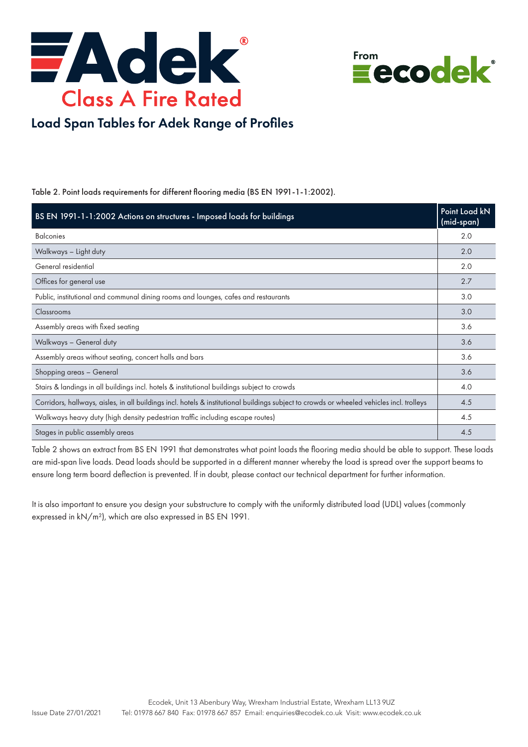# Adek® Class A Fire Rated

From ecodek®

## Load Span Tables for Adek Range of Profiles

Table 2. Point loads requirements for different flooring media (BS EN 1991-1-1:2002).

| BS EN 1991-1-1:2002 Actions on structures - Imposed loads for buildings | Point Load kN (mid-span) |
|---|---|
| Balconies | 2.0 |
| Walkways – Light duty | 2.0 |
| General residential | 2.0 |
| Offices for general use | 2.7 |
| Public, institutional and communal dining rooms and lounges, cafes and restaurants | 3.0 |
| Classrooms | 3.0 |
| Assembly areas with fixed seating | 3.6 |
| Walkways – General duty | 3.6 |
| Assembly areas without seating, concert halls and bars | 3.6 |
| Shopping areas – General | 3.6 |
| Stairs & landings in all buildings incl. hotels & institutional buildings subject to crowds | 4.0 |
| Corridors, hallways, aisles, in all buildings incl. hotels & institutional buildings subject to crowds or wheeled vehicles incl. trolleys | 4.5 |
| Walkways heavy duty (high density pedestrian traffic including escape routes) | 4.5 |
| Stages in public assembly areas | 4.5 |

Table 2 shows an extract from BS EN 1991 that demonstrates what point loads the flooring media should be able to support. These loads are mid-span live loads. Dead loads should be supported in a different manner whereby the load is spread over the support beams to ensure long term board deflection is prevented. If in doubt, please contact our technical department for further information.

It is also important to ensure you design your substructure to comply with the uniformly distributed load (UDL) values (commonly expressed in kN/m²), which are also expressed in BS EN 1991.

Ecodek, Unit 13 Abenbury Way, Wrexham Industrial Estate, Wrexham LL13 9UZ

Issue Date 27/01/2021 Tel: 01978 667 840 Fax: 01978 667 857 Email: enquiries@ecodek.co.uk Visit: www.ecodek.co.uk